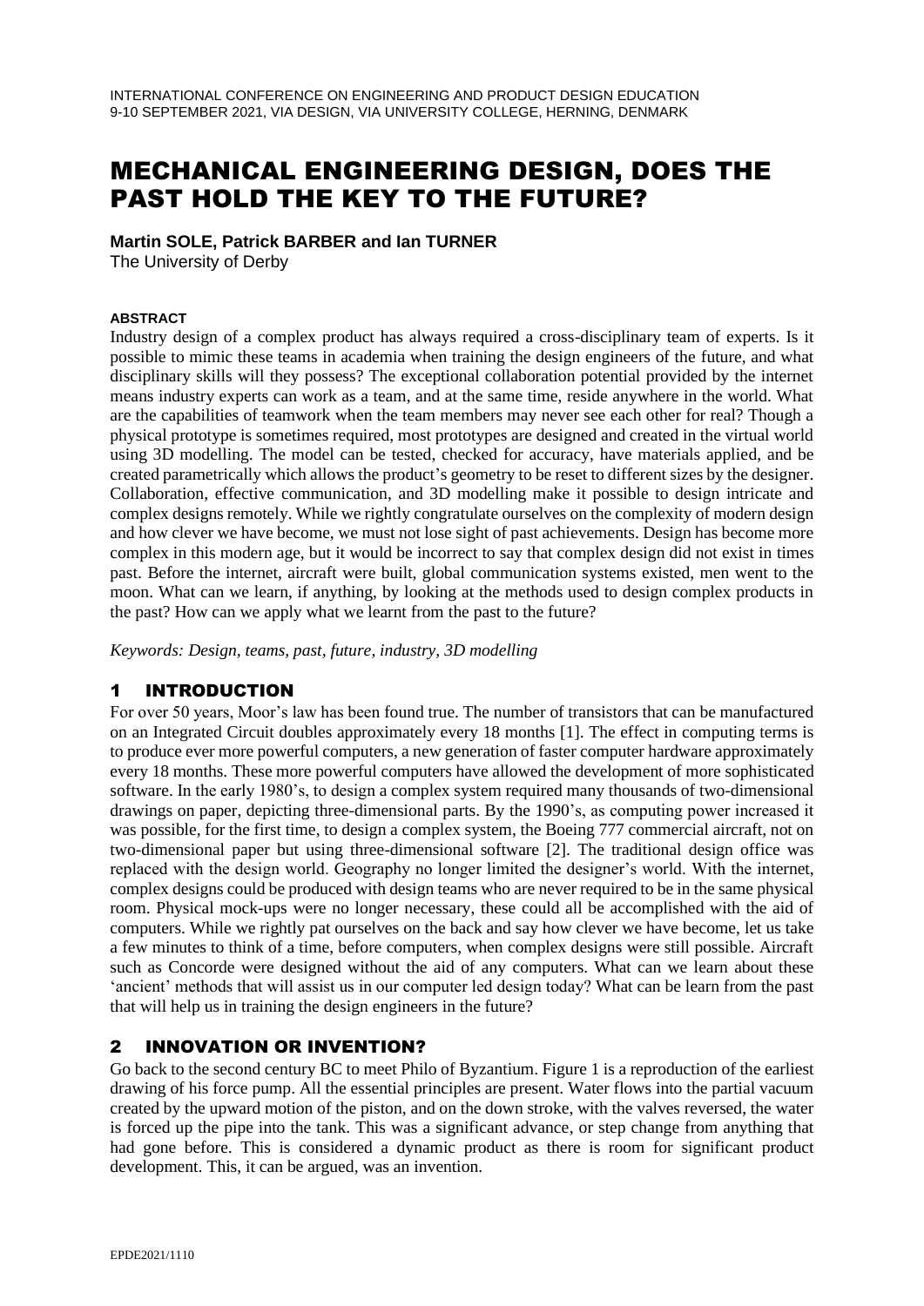# MECHANICAL ENGINEERING DESIGN, DOES THE PAST HOLD THE KEY TO THE FUTURE?

**Martin SOLE, Patrick BARBER and Ian TURNER**

The University of Derby

#### ABSTRACT

Industry design of a complex product has always required a cross-disciplinary team of experts. Is it possible to mimic these teams in academia when training the design engineers of the future, and what disciplinary skills will they possess? The exceptional collaboration potential provided by the internet means industry experts can work as a team, and at the same time, reside anywhere in the world. What are the capabilities of teamwork when the team members may never see each other for real? Though a physical prototype is sometimes required, most prototypes are designed and created in the virtual world using 3D modelling. The model can be tested, checked for accuracy, have materials applied, and be created parametrically which allows the product's geometry to be reset to different sizes by the designer. Collaboration, effective communication, and 3D modelling make it possible to design intricate and complex designs remotely. While we rightly congratulate ourselves on the complexity of modern design and how clever we have become, we must not lose sight of past achievements. Design has become more complex in this modern age, but it would be incorrect to say that complex design did not exist in times past. Before the internet, aircraft were built, global communication systems existed, men went to the moon. What can we learn, if anything, by looking at the methods used to design complex products in the past? How can we apply what we learnt from the past to the future?

*Keywords: Design, teams, past, future, industry, 3D modelling*

## 1 INTRODUCTION

For over 50 years, Moor's law has been found true. The number of transistors that can be manufactured on an Integrated Circuit doubles approximately every 18 months [1]. The effect in computing terms is to produce ever more powerful computers, a new generation of faster computer hardware approximately every 18 months. These more powerful computers have allowed the development of more sophisticated software. In the early 1980's, to design a complex system required many thousands of two-dimensional drawings on paper, depicting three-dimensional parts. By the 1990's, as computing power increased it was possible, for the first time, to design a complex system, the Boeing 777 commercial aircraft, not on two-dimensional paper but using three-dimensional software [2]. The traditional design office was replaced with the design world. Geography no longer limited the designer's world. With the internet, complex designs could be produced with design teams who are never required to be in the same physical room. Physical mock-ups were no longer necessary, these could all be accomplished with the aid of computers. While we rightly pat ourselves on the back and say how clever we have become, let us take a few minutes to think of a time, before computers, when complex designs were still possible. Aircraft such as Concorde were designed without the aid of any computers. What can we learn about these 'ancient' methods that will assist us in our computer led design today? What can be learn from the past that will help us in training the design engineers in the future?

## 2 INNOVATION OR INVENTION?

Go back to the second century BC to meet Philo of Byzantium. Figure 1 is a reproduction of the earliest drawing of his force pump. All the essential principles are present. Water flows into the partial vacuum created by the upward motion of the piston, and on the down stroke, with the valves reversed, the water is forced up the pipe into the tank. This was a significant advance, or step change from anything that had gone before. This is considered a dynamic product as there is room for significant product development. This, it can be argued, was an invention.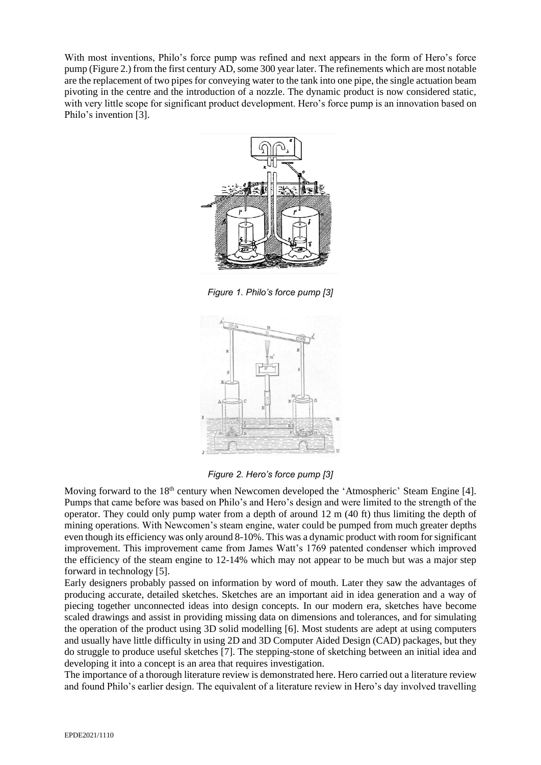With most inventions, Philo's force pump was refined and next appears in the form of Hero's force pump (Figure 2.) from the first century AD, some 300 year later. The refinements which are most notable are the replacement of two pipes for conveying water to the tank into one pipe, the single actuation beam pivoting in the centre and the introduction of a nozzle. The dynamic product is now considered static, with very little scope for significant product development. Hero's force pump is an innovation based on Philo's invention [3].

*Figure 1. Philo's force pump [3]*

*Figure 2. Hero's force pump [3]*

Moving forward to the 18th century when Newcomen developed the 'Atmospheric' Steam Engine [4]. Pumps that came before was based on Philo's and Hero's design and were limited to the strength of the operator. They could only pump water from a depth of around 12 m (40 ft) thus limiting the depth of mining operations. With Newcomen's steam engine, water could be pumped from much greater depths even though its efficiency was only around 8-10%. This was a dynamic product with room for significant improvement. This improvement came from James Watt's 1769 patented condenser which improved the efficiency of the steam engine to 12-14% which may not appear to be much but was a major step forward in technology [5].

Early designers probably passed on information by word of mouth. Later they saw the advantages of producing accurate, detailed sketches. Sketches are an important aid in idea generation and a way of piecing together unconnected ideas into design concepts. In our modern era, sketches have become scaled drawings and assist in providing missing data on dimensions and tolerances, and for simulating the operation of the product using 3D solid modelling [6]. Most students are adept at using computers and usually have little difficulty in using 2D and 3D Computer Aided Design (CAD) packages, but they do struggle to produce useful sketches [7]. The stepping-stone of sketching between an initial idea and developing it into a concept is an area that requires investigation.

The importance of a thorough literature review is demonstrated here. Hero carried out a literature review and found Philo's earlier design. The equivalent of a literature review in Hero's day involved travelling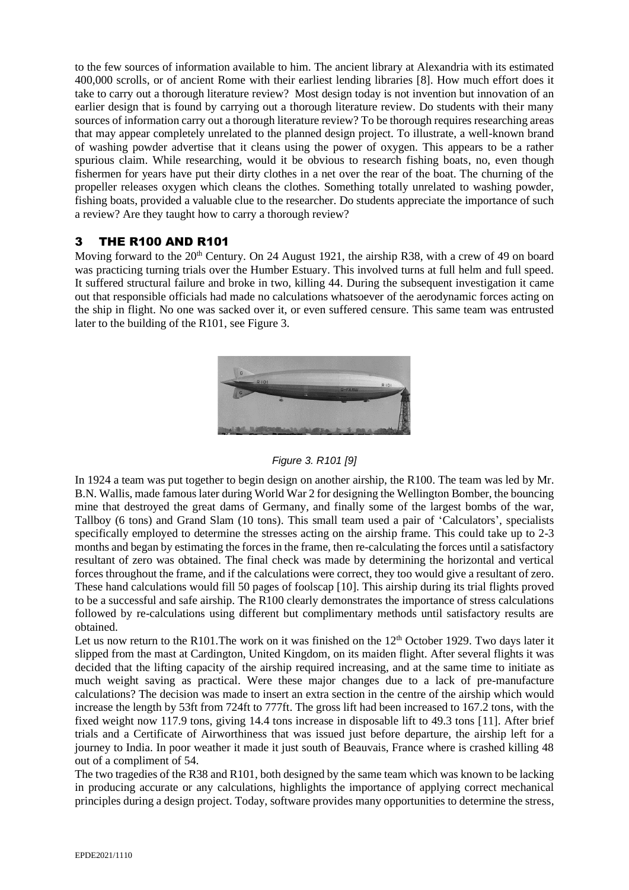to the few sources of information available to him. The ancient library at Alexandria with its estimated 400,000 scrolls, or of ancient Rome with their earliest lending libraries [8]. How much effort does it take to carry out a thorough literature review? Most design today is not invention but innovation of an earlier design that is found by carrying out a thorough literature review. Do students with their many sources of information carry out a thorough literature review? To be thorough requires researching areas that may appear completely unrelated to the planned design project. To illustrate, a well-known brand of washing powder advertise that it cleans using the power of oxygen. This appears to be a rather spurious claim. While researching, would it be obvious to research fishing boats, no, even though fishermen for years have put their dirty clothes in a net over the rear of the boat. The churning of the propeller releases oxygen which cleans the clothes. Something totally unrelated to washing powder, fishing boats, provided a valuable clue to the researcher. Do students appreciate the importance of such a review? Are they taught how to carry a thorough review?

## 3 THE R100 AND R101

Moving forward to the 20th Century. On 24 August 1921, the airship R38, with a crew of 49 on board was practicing turning trials over the Humber Estuary. This involved turns at full helm and full speed. It suffered structural failure and broke in two, killing 44. During the subsequent investigation it came out that responsible officials had made no calculations whatsoever of the aerodynamic forces acting on the ship in flight. No one was sacked over it, or even suffered censure. This same team was entrusted later to the building of the R101, see Figure 3.

*Figure 3. R101 [9]*

In 1924 a team was put together to begin design on another airship, the R100. The team was led by Mr. B.N. Wallis, made famous later during World War 2 for designing the Wellington Bomber, the bouncing mine that destroyed the great dams of Germany, and finally some of the largest bombs of the war, Tallboy (6 tons) and Grand Slam (10 tons). This small team used a pair of 'Calculators', specialists specifically employed to determine the stresses acting on the airship frame. This could take up to 2-3 months and began by estimating the forces in the frame, then re-calculating the forces until a satisfactory resultant of zero was obtained. The final check was made by determining the horizontal and vertical forces throughout the frame, and if the calculations were correct, they too would give a resultant of zero. These hand calculations would fill 50 pages of foolscap [10]. This airship during its trial flights proved to be a successful and safe airship. The R100 clearly demonstrates the importance of stress calculations followed by re-calculations using different but complimentary methods until satisfactory results are obtained.

Let us now return to the R101.The work on it was finished on the 12th October 1929. Two days later it slipped from the mast at Cardington, United Kingdom, on its maiden flight. After several flights it was decided that the lifting capacity of the airship required increasing, and at the same time to initiate as much weight saving as practical. Were these major changes due to a lack of pre-manufacture calculations? The decision was made to insert an extra section in the centre of the airship which would increase the length by 53ft from 724ft to 777ft. The gross lift had been increased to 167.2 tons, with the fixed weight now 117.9 tons, giving 14.4 tons increase in disposable lift to 49.3 tons [11]. After brief trials and a Certificate of Airworthiness that was issued just before departure, the airship left for a journey to India. In poor weather it made it just south of Beauvais, France where is crashed killing 48 out of a compliment of 54.

The two tragedies of the R38 and R101, both designed by the same team which was known to be lacking in producing accurate or any calculations, highlights the importance of applying correct mechanical principles during a design project. Today, software provides many opportunities to determine the stress,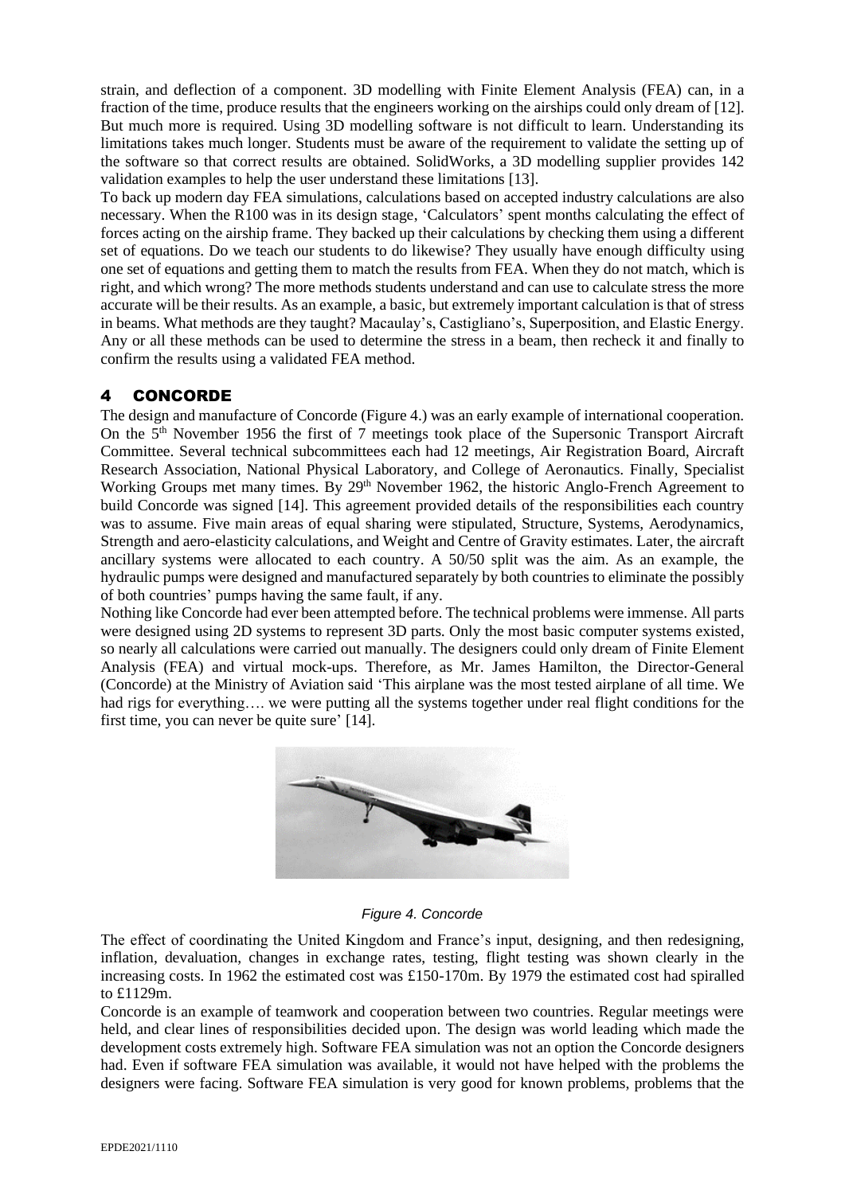strain, and deflection of a component. 3D modelling with Finite Element Analysis (FEA) can, in a fraction of the time, produce results that the engineers working on the airships could only dream of [12]. But much more is required. Using 3D modelling software is not difficult to learn. Understanding its limitations takes much longer. Students must be aware of the requirement to validate the setting up of the software so that correct results are obtained. SolidWorks, a 3D modelling supplier provides 142 validation examples to help the user understand these limitations [13].

To back up modern day FEA simulations, calculations based on accepted industry calculations are also necessary. When the R100 was in its design stage, 'Calculators' spent months calculating the effect of forces acting on the airship frame. They backed up their calculations by checking them using a different set of equations. Do we teach our students to do likewise? They usually have enough difficulty using one set of equations and getting them to match the results from FEA. When they do not match, which is right, and which wrong? The more methods students understand and can use to calculate stress the more accurate will be their results. As an example, a basic, but extremely important calculation is that of stress in beams. What methods are they taught? Macaulay's, Castigliano's, Superposition, and Elastic Energy. Any or all these methods can be used to determine the stress in a beam, then recheck it and finally to confirm the results using a validated FEA method.

# 4 CONCORDE

The design and manufacture of Concorde (Figure 4.) was an early example of international cooperation. On the 5th November 1956 the first of 7 meetings took place of the Supersonic Transport Aircraft Committee. Several technical subcommittees each had 12 meetings, Air Registration Board, Aircraft Research Association, National Physical Laboratory, and College of Aeronautics. Finally, Specialist Working Groups met many times. By 29th November 1962, the historic Anglo-French Agreement to build Concorde was signed [14]. This agreement provided details of the responsibilities each country was to assume. Five main areas of equal sharing were stipulated, Structure, Systems, Aerodynamics, Strength and aero-elasticity calculations, and Weight and Centre of Gravity estimates. Later, the aircraft ancillary systems were allocated to each country. A 50/50 split was the aim. As an example, the hydraulic pumps were designed and manufactured separately by both countries to eliminate the possibly of both countries' pumps having the same fault, if any.

Nothing like Concorde had ever been attempted before. The technical problems were immense. All parts were designed using 2D systems to represent 3D parts. Only the most basic computer systems existed, so nearly all calculations were carried out manually. The designers could only dream of Finite Element Analysis (FEA) and virtual mock-ups. Therefore, as Mr. James Hamilton, the Director-General (Concorde) at the Ministry of Aviation said 'This airplane was the most tested airplane of all time. We had rigs for everything…. we were putting all the systems together under real flight conditions for the first time, you can never be quite sure' [14].

*Figure 4. Concorde*

The effect of coordinating the United Kingdom and France's input, designing, and then redesigning, inflation, devaluation, changes in exchange rates, testing, flight testing was shown clearly in the increasing costs. In 1962 the estimated cost was £150-170m. By 1979 the estimated cost had spiralled to £1129m.

Concorde is an example of teamwork and cooperation between two countries. Regular meetings were held, and clear lines of responsibilities decided upon. The design was world leading which made the development costs extremely high. Software FEA simulation was not an option the Concorde designers had. Even if software FEA simulation was available, it would not have helped with the problems the designers were facing. Software FEA simulation is very good for known problems, problems that the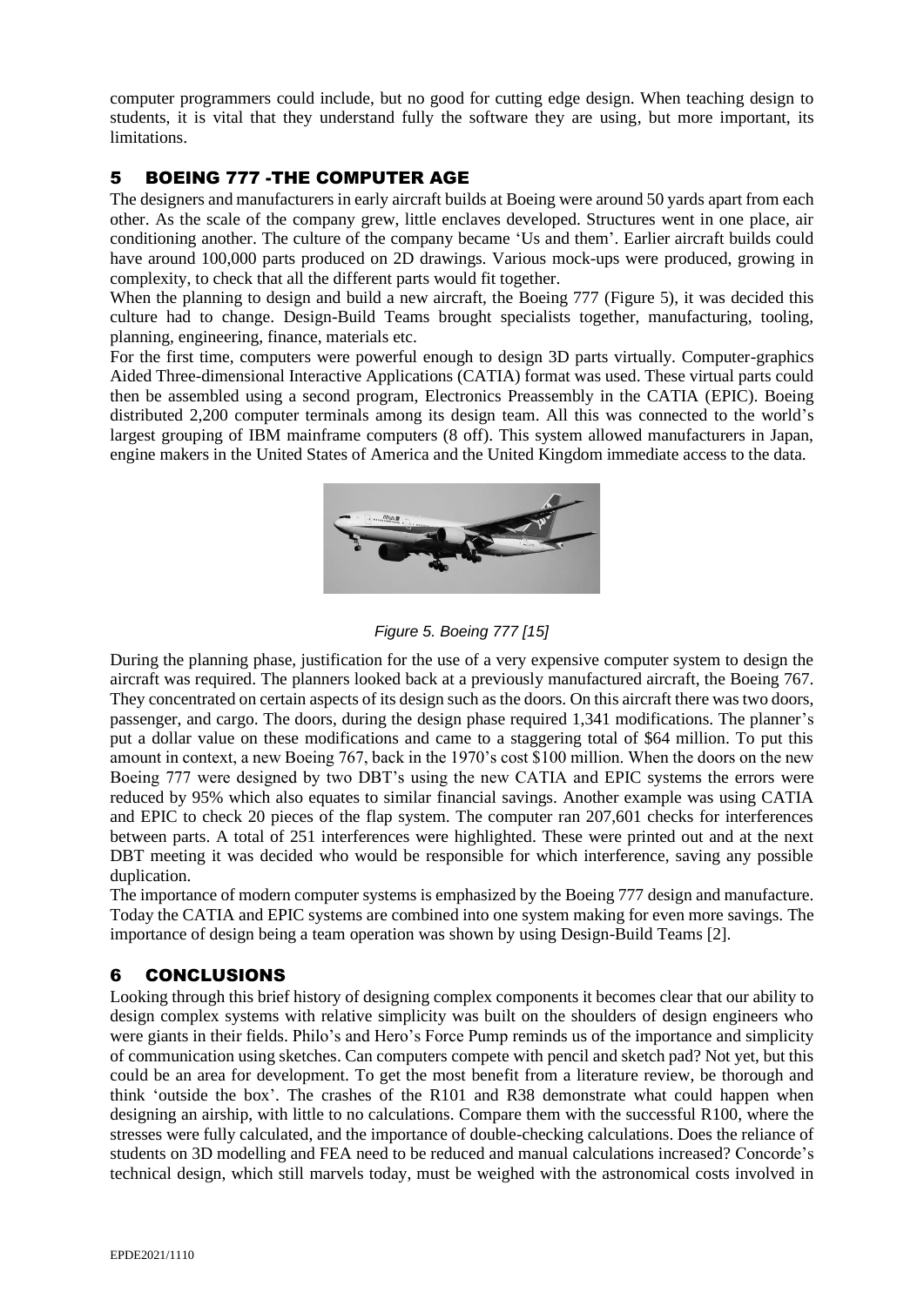computer programmers could include, but no good for cutting edge design. When teaching design to students, it is vital that they understand fully the software they are using, but more important, its limitations.

## 5 BOEING 777 -THE COMPUTER AGE

The designers and manufacturers in early aircraft builds at Boeing were around 50 yards apart from each other. As the scale of the company grew, little enclaves developed. Structures went in one place, air conditioning another. The culture of the company became 'Us and them'. Earlier aircraft builds could have around 100,000 parts produced on 2D drawings. Various mock-ups were produced, growing in complexity, to check that all the different parts would fit together.

When the planning to design and build a new aircraft, the Boeing 777 (Figure 5), it was decided this culture had to change. Design-Build Teams brought specialists together, manufacturing, tooling, planning, engineering, finance, materials etc.

For the first time, computers were powerful enough to design 3D parts virtually. Computer-graphics Aided Three-dimensional Interactive Applications (CATIA) format was used. These virtual parts could then be assembled using a second program, Electronics Preassembly in the CATIA (EPIC). Boeing distributed 2,200 computer terminals among its design team. All this was connected to the world's largest grouping of IBM mainframe computers (8 off). This system allowed manufacturers in Japan, engine makers in the United States of America and the United Kingdom immediate access to the data.

*Figure 5. Boeing 777 [15]*

During the planning phase, justification for the use of a very expensive computer system to design the aircraft was required. The planners looked back at a previously manufactured aircraft, the Boeing 767. They concentrated on certain aspects of its design such as the doors. On this aircraft there was two doors, passenger, and cargo. The doors, during the design phase required 1,341 modifications. The planner's put a dollar value on these modifications and came to a staggering total of $64 million. To put this amount in context, a new Boeing 767, back in the 1970's cost $100 million. When the doors on the new Boeing 777 were designed by two DBT's using the new CATIA and EPIC systems the errors were reduced by 95% which also equates to similar financial savings. Another example was using CATIA and EPIC to check 20 pieces of the flap system. The computer ran 207,601 checks for interferences between parts. A total of 251 interferences were highlighted. These were printed out and at the next DBT meeting it was decided who would be responsible for which interference, saving any possible duplication.

The importance of modern computer systems is emphasized by the Boeing 777 design and manufacture. Today the CATIA and EPIC systems are combined into one system making for even more savings. The importance of design being a team operation was shown by using Design-Build Teams [2].

## 6 CONCLUSIONS

Looking through this brief history of designing complex components it becomes clear that our ability to design complex systems with relative simplicity was built on the shoulders of design engineers who were giants in their fields. Philo's and Hero's Force Pump reminds us of the importance and simplicity of communication using sketches. Can computers compete with pencil and sketch pad? Not yet, but this could be an area for development. To get the most benefit from a literature review, be thorough and think 'outside the box'. The crashes of the R101 and R38 demonstrate what could happen when designing an airship, with little to no calculations. Compare them with the successful R100, where the stresses were fully calculated, and the importance of double-checking calculations. Does the reliance of students on 3D modelling and FEA need to be reduced and manual calculations increased? Concorde's technical design, which still marvels today, must be weighed with the astronomical costs involved in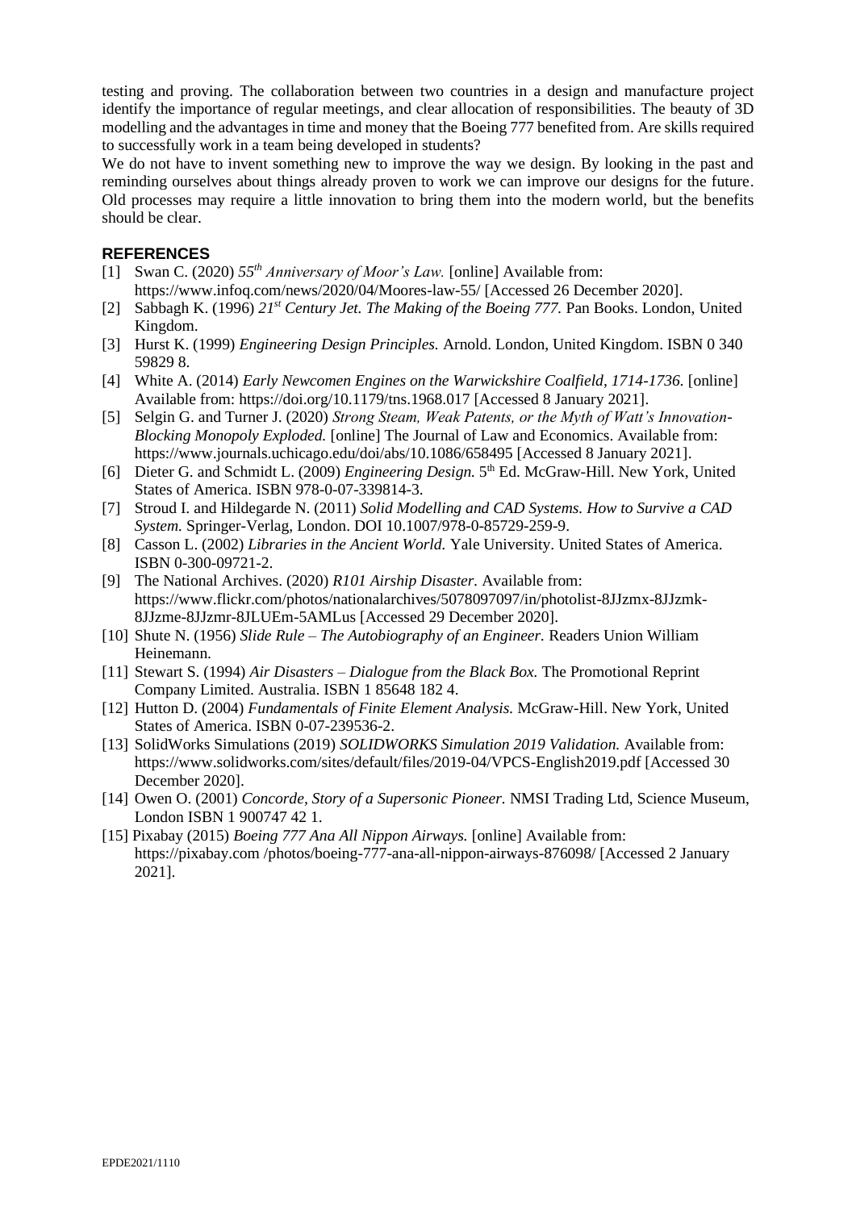testing and proving. The collaboration between two countries in a design and manufacture project identify the importance of regular meetings, and clear allocation of responsibilities. The beauty of 3D modelling and the advantages in time and money that the Boeing 777 benefited from. Are skills required to successfully work in a team being developed in students?

We do not have to invent something new to improve the way we design. By looking in the past and reminding ourselves about things already proven to work we can improve our designs for the future. Old processes may require a little innovation to bring them into the modern world, but the benefits should be clear.

## REFERENCES

[1] Swan C. (2020) *55th Anniversary of Moor's Law.* [online] Available from: https://www.infoq.com/news/2020/04/Moores-law-55/ [Accessed 26 December 2020].

[2] Sabbagh K. (1996) *21st Century Jet. The Making of the Boeing 777.* Pan Books. London, United Kingdom.

[3] Hurst K. (1999) *Engineering Design Principles.* Arnold. London, United Kingdom. ISBN 0 340 59829 8.

[4] White A. (2014) *Early Newcomen Engines on the Warwickshire Coalfield, 1714-1736.* [online] Available from: https://doi.org/10.1179/tns.1968.017 [Accessed 8 January 2021].

[5] Selgin G. and Turner J. (2020) *Strong Steam, Weak Patents, or the Myth of Watt's Innovation-Blocking Monopoly Exploded.* [online] The Journal of Law and Economics. Available from: https://www.journals.uchicago.edu/doi/abs/10.1086/658495 [Accessed 8 January 2021].

[6] Dieter G. and Schmidt L. (2009) *Engineering Design.* 5th Ed. McGraw-Hill. New York, United States of America. ISBN 978-0-07-339814-3.

[7] Stroud I. and Hildegarde N. (2011) *Solid Modelling and CAD Systems. How to Survive a CAD System.* Springer-Verlag, London. DOI 10.1007/978-0-85729-259-9.

[8] Casson L. (2002) *Libraries in the Ancient World.* Yale University. United States of America. ISBN 0-300-09721-2.

[9] The National Archives. (2020) *R101 Airship Disaster.* Available from: https://www.flickr.com/photos/nationalarchives/5078097097/in/photolist-8JJzmx-8JJzmk-8JJzme-8JJzmr-8JLUEm-5AMLus [Accessed 29 December 2020].

[10] Shute N. (1956) *Slide Rule – The Autobiography of an Engineer.* Readers Union William Heinemann.

[11] Stewart S. (1994) *Air Disasters – Dialogue from the Black Box.* The Promotional Reprint Company Limited. Australia. ISBN 1 85648 182 4.

[12] Hutton D. (2004) *Fundamentals of Finite Element Analysis.* McGraw-Hill. New York, United States of America. ISBN 0-07-239536-2.

[13] SolidWorks Simulations (2019) *SOLIDWORKS Simulation 2019 Validation.* Available from: https://www.solidworks.com/sites/default/files/2019-04/VPCS-English2019.pdf [Accessed 30 December 2020].

[14] Owen O. (2001) *Concorde, Story of a Supersonic Pioneer.* NMSI Trading Ltd, Science Museum, London ISBN 1 900747 42 1.

[15] Pixabay (2015) *Boeing 777 Ana All Nippon Airways.* [online] Available from: https://pixabay.com /photos/boeing-777-ana-all-nippon-airways-876098/ [Accessed 2 January 2021].